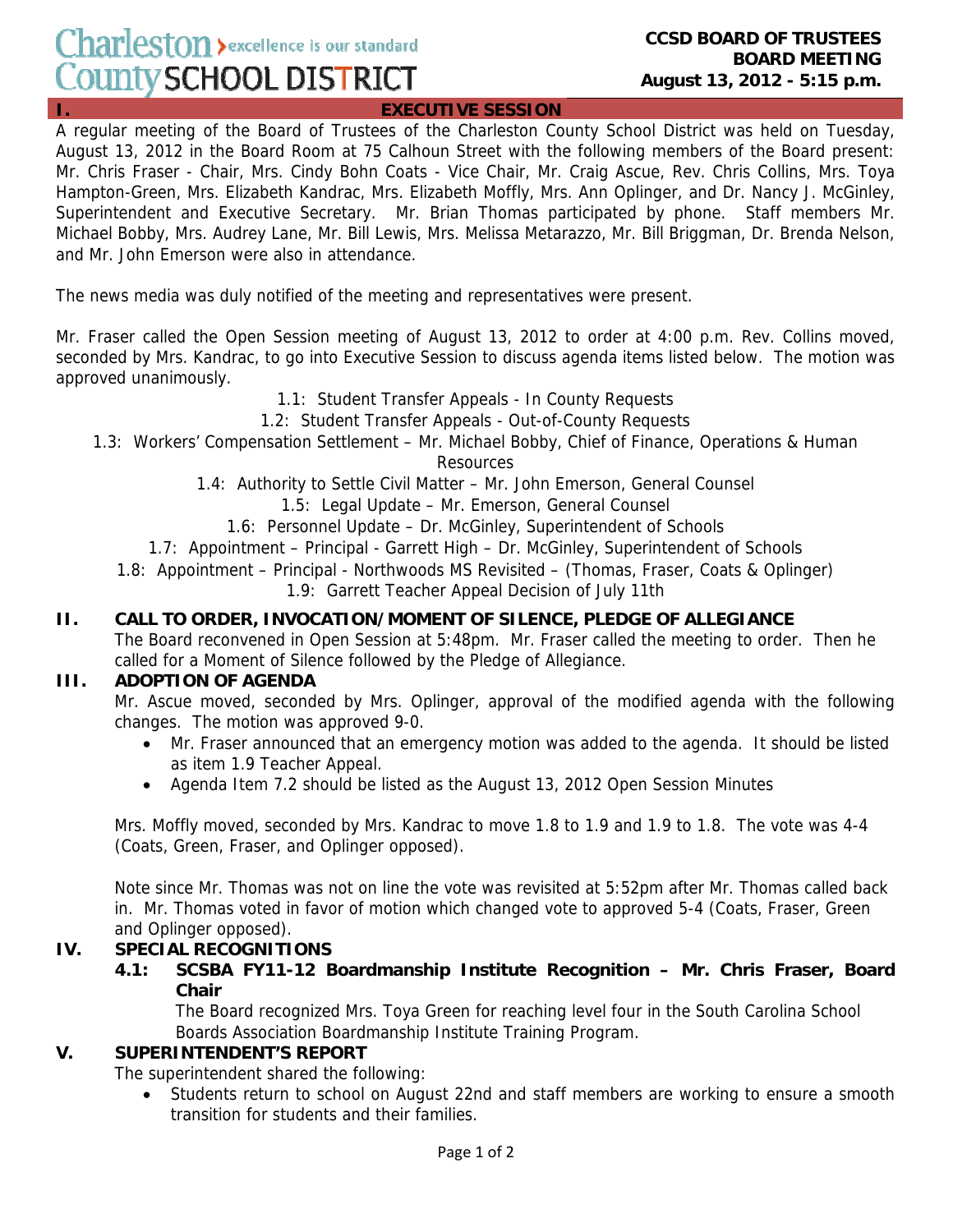Charleston County SCHOOL DISTRICT — excellence is our standard

**CCSD BOARD OF TRUSTEES**
**BOARD MEETING**
**August 13, 2012 - 5:15 p.m.**

## I. EXECUTIVE SESSION

A regular meeting of the Board of Trustees of the Charleston County School District was held on Tuesday, August 13, 2012 in the Board Room at 75 Calhoun Street with the following members of the Board present: Mr. Chris Fraser - Chair, Mrs. Cindy Bohn Coats - Vice Chair, Mr. Craig Ascue, Rev. Chris Collins, Mrs. Toya Hampton-Green, Mrs. Elizabeth Kandrac, Mrs. Elizabeth Moffly, Mrs. Ann Oplinger, and Dr. Nancy J. McGinley, Superintendent and Executive Secretary. Mr. Brian Thomas participated by phone. Staff members Mr. Michael Bobby, Mrs. Audrey Lane, Mr. Bill Lewis, Mrs. Melissa Metarazzo, Mr. Bill Briggman, Dr. Brenda Nelson, and Mr. John Emerson were also in attendance.

The news media was duly notified of the meeting and representatives were present.

Mr. Fraser called the Open Session meeting of August 13, 2012 to order at 4:00 p.m. Rev. Collins moved, seconded by Mrs. Kandrac, to go into Executive Session to discuss agenda items listed below. The motion was approved unanimously.

1.1: Student Transfer Appeals - In County Requests
1.2: Student Transfer Appeals - Out-of-County Requests
1.3: Workers' Compensation Settlement – Mr. Michael Bobby, Chief of Finance, Operations & Human Resources
1.4: Authority to Settle Civil Matter – Mr. John Emerson, General Counsel
1.5: Legal Update – Mr. Emerson, General Counsel
1.6: Personnel Update – Dr. McGinley, Superintendent of Schools
1.7: Appointment – Principal - Garrett High – Dr. McGinley, Superintendent of Schools
1.8: Appointment – Principal - Northwoods MS Revisited – (Thomas, Fraser, Coats & Oplinger)
1.9: Garrett Teacher Appeal Decision of July 11th

## II. CALL TO ORDER, INVOCATION/MOMENT OF SILENCE, PLEDGE OF ALLEGIANCE

The Board reconvened in Open Session at 5:48pm. Mr. Fraser called the meeting to order. Then he called for a Moment of Silence followed by the Pledge of Allegiance.

## III. ADOPTION OF AGENDA

Mr. Ascue moved, seconded by Mrs. Oplinger, approval of the modified agenda with the following changes. The motion was approved 9-0.

- Mr. Fraser announced that an emergency motion was added to the agenda. It should be listed as item 1.9 Teacher Appeal.
- Agenda Item 7.2 should be listed as the August 13, 2012 Open Session Minutes

Mrs. Moffly moved, seconded by Mrs. Kandrac to move 1.8 to 1.9 and 1.9 to 1.8. The vote was 4-4 (Coats, Green, Fraser, and Oplinger opposed).

Note since Mr. Thomas was not on line the vote was revisited at 5:52pm after Mr. Thomas called back in. Mr. Thomas voted in favor of motion which changed vote to approved 5-4 (Coats, Fraser, Green and Oplinger opposed).

## IV. SPECIAL RECOGNITIONS

### 4.1: SCSBA FY11-12 Boardmanship Institute Recognition – Mr. Chris Fraser, Board Chair

The Board recognized Mrs. Toya Green for reaching level four in the South Carolina School Boards Association Boardmanship Institute Training Program.

## V. SUPERINTENDENT'S REPORT

The superintendent shared the following:

- Students return to school on August 22nd and staff members are working to ensure a smooth transition for students and their families.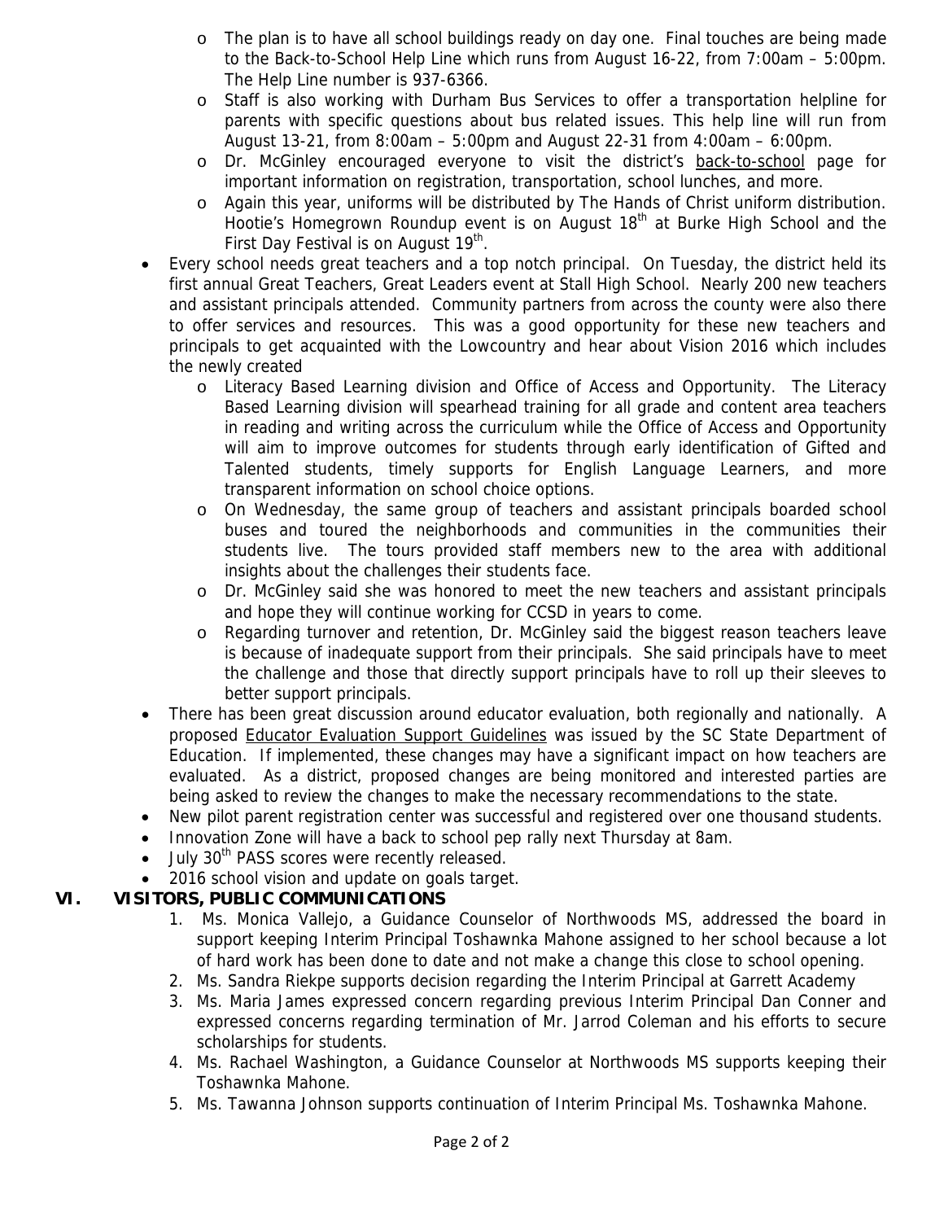- The plan is to have all school buildings ready on day one. Final touches are being made to the Back-to-School Help Line which runs from August 16-22, from 7:00am – 5:00pm. The Help Line number is 937-6366.
    - Staff is also working with Durham Bus Services to offer a transportation helpline for parents with specific questions about bus related issues. This help line will run from August 13-21, from 8:00am – 5:00pm and August 22-31 from 4:00am – 6:00pm.
    - Dr. McGinley encouraged everyone to visit the district's back-to-school page for important information on registration, transportation, school lunches, and more.
    - Again this year, uniforms will be distributed by The Hands of Christ uniform distribution. Hootie's Homegrown Roundup event is on August 18th at Burke High School and the First Day Festival is on August 19th.
- Every school needs great teachers and a top notch principal. On Tuesday, the district held its first annual Great Teachers, Great Leaders event at Stall High School. Nearly 200 new teachers and assistant principals attended. Community partners from across the county were also there to offer services and resources. This was a good opportunity for these new teachers and principals to get acquainted with the Lowcountry and hear about Vision 2016 which includes the newly created
    - Literacy Based Learning division and Office of Access and Opportunity. The Literacy Based Learning division will spearhead training for all grade and content area teachers in reading and writing across the curriculum while the Office of Access and Opportunity will aim to improve outcomes for students through early identification of Gifted and Talented students, timely supports for English Language Learners, and more transparent information on school choice options.
    - On Wednesday, the same group of teachers and assistant principals boarded school buses and toured the neighborhoods and communities in the communities their students live. The tours provided staff members new to the area with additional insights about the challenges their students face.
    - Dr. McGinley said she was honored to meet the new teachers and assistant principals and hope they will continue working for CCSD in years to come.
    - Regarding turnover and retention, Dr. McGinley said the biggest reason teachers leave is because of inadequate support from their principals. She said principals have to meet the challenge and those that directly support principals have to roll up their sleeves to better support principals.
- There has been great discussion around educator evaluation, both regionally and nationally. A proposed Educator Evaluation Support Guidelines was issued by the SC State Department of Education. If implemented, these changes may have a significant impact on how teachers are evaluated. As a district, proposed changes are being monitored and interested parties are being asked to review the changes to make the necessary recommendations to the state.
- New pilot parent registration center was successful and registered over one thousand students.
- Innovation Zone will have a back to school pep rally next Thursday at 8am.
- July 30th PASS scores were recently released.
- 2016 school vision and update on goals target.

## VI. VISITORS, PUBLIC COMMUNICATIONS

1. Ms. Monica Vallejo, a Guidance Counselor of Northwoods MS, addressed the board in support keeping Interim Principal Toshawnka Mahone assigned to her school because a lot of hard work has been done to date and not make a change this close to school opening.
2. Ms. Sandra Riekpe supports decision regarding the Interim Principal at Garrett Academy
3. Ms. Maria James expressed concern regarding previous Interim Principal Dan Conner and expressed concerns regarding termination of Mr. Jarrod Coleman and his efforts to secure scholarships for students.
4. Ms. Rachael Washington, a Guidance Counselor at Northwoods MS supports keeping their Toshawnka Mahone.
5. Ms. Tawanna Johnson supports continuation of Interim Principal Ms. Toshawnka Mahone.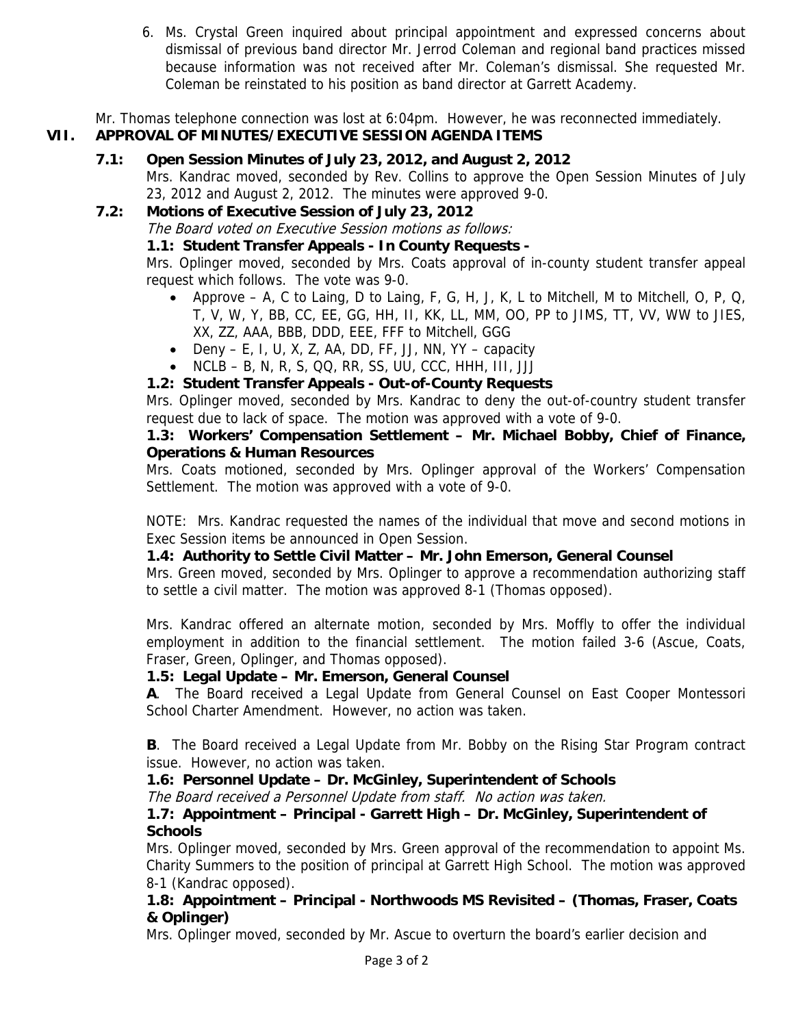6. Ms. Crystal Green inquired about principal appointment and expressed concerns about dismissal of previous band director Mr. Jerrod Coleman and regional band practices missed because information was not received after Mr. Coleman's dismissal. She requested Mr. Coleman be reinstated to his position as band director at Garrett Academy.

Mr. Thomas telephone connection was lost at 6:04pm. However, he was reconnected immediately.

## VII. APPROVAL OF MINUTES/EXECUTIVE SESSION AGENDA ITEMS

### 7.1: Open Session Minutes of July 23, 2012, and August 2, 2012

Mrs. Kandrac moved, seconded by Rev. Collins to approve the Open Session Minutes of July 23, 2012 and August 2, 2012. The minutes were approved 9-0.

### 7.2: Motions of Executive Session of July 23, 2012

*The Board voted on Executive Session motions as follows:*

**1.1: Student Transfer Appeals - In County Requests -**

Mrs. Oplinger moved, seconded by Mrs. Coats approval of in-county student transfer appeal request which follows. The vote was 9-0.

- Approve – A, C to Laing, D to Laing, F, G, H, J, K, L to Mitchell, M to Mitchell, O, P, Q, T, V, W, Y, BB, CC, EE, GG, HH, II, KK, LL, MM, OO, PP to JIMS, TT, VV, WW to JIES, XX, ZZ, AAA, BBB, DDD, EEE, FFF to Mitchell, GGG
- Deny – E, I, U, X, Z, AA, DD, FF, JJ, NN, YY – capacity
- NCLB – B, N, R, S, QQ, RR, SS, UU, CCC, HHH, III, JJJ

**1.2: Student Transfer Appeals - Out-of-County Requests**

Mrs. Oplinger moved, seconded by Mrs. Kandrac to deny the out-of-country student transfer request due to lack of space. The motion was approved with a vote of 9-0.

**1.3: Workers' Compensation Settlement – Mr. Michael Bobby, Chief of Finance, Operations & Human Resources**

Mrs. Coats motioned, seconded by Mrs. Oplinger approval of the Workers' Compensation Settlement. The motion was approved with a vote of 9-0.

NOTE: Mrs. Kandrac requested the names of the individual that move and second motions in Exec Session items be announced in Open Session.

**1.4: Authority to Settle Civil Matter – Mr. John Emerson, General Counsel**

Mrs. Green moved, seconded by Mrs. Oplinger to approve a recommendation authorizing staff to settle a civil matter. The motion was approved 8-1 (Thomas opposed).

Mrs. Kandrac offered an alternate motion, seconded by Mrs. Moffly to offer the individual employment in addition to the financial settlement. The motion failed 3-6 (Ascue, Coats, Fraser, Green, Oplinger, and Thomas opposed).

**1.5: Legal Update – Mr. Emerson, General Counsel**

**A**. The Board received a Legal Update from General Counsel on East Cooper Montessori School Charter Amendment. However, no action was taken.

**B**. The Board received a Legal Update from Mr. Bobby on the Rising Star Program contract issue. However, no action was taken.

**1.6: Personnel Update – Dr. McGinley, Superintendent of Schools**

*The Board received a Personnel Update from staff. No action was taken.*

**1.7: Appointment – Principal - Garrett High – Dr. McGinley, Superintendent of Schools**

Mrs. Oplinger moved, seconded by Mrs. Green approval of the recommendation to appoint Ms. Charity Summers to the position of principal at Garrett High School. The motion was approved 8-1 (Kandrac opposed).

**1.8: Appointment – Principal - Northwoods MS Revisited – (Thomas, Fraser, Coats & Oplinger)**

Mrs. Oplinger moved, seconded by Mr. Ascue to overturn the board's earlier decision and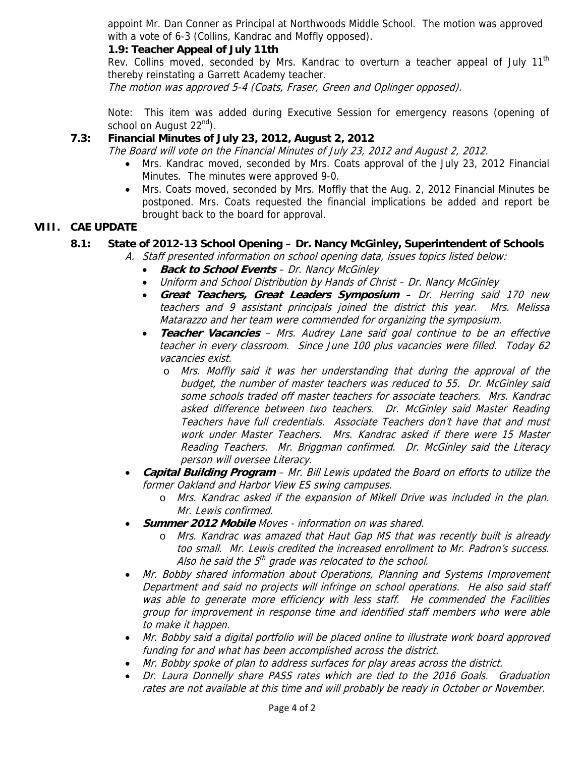appoint Mr. Dan Conner as Principal at Northwoods Middle School. The motion was approved with a vote of 6-3 (Collins, Kandrac and Moffly opposed).

**1.9: Teacher Appeal of July 11th**

Rev. Collins moved, seconded by Mrs. Kandrac to overturn a teacher appeal of July 11th thereby reinstating a Garrett Academy teacher.

*The motion was approved 5-4 (Coats, Fraser, Green and Oplinger opposed).*

Note: This item was added during Executive Session for emergency reasons (opening of school on August 22nd).

### 7.3: Financial Minutes of July 23, 2012, August 2, 2012

*The Board will vote on the Financial Minutes of July 23, 2012 and August 2, 2012.*

- Mrs. Kandrac moved, seconded by Mrs. Coats approval of the July 23, 2012 Financial Minutes. The minutes were approved 9-0.
- Mrs. Coats moved, seconded by Mrs. Moffly that the Aug. 2, 2012 Financial Minutes be postponed. Mrs. Coats requested the financial implications be added and report be brought back to the board for approval.

## VIII. CAE UPDATE

### 8.1: State of 2012-13 School Opening – Dr. Nancy McGinley, Superintendent of Schools

A. *Staff presented information on school opening data, issues topics listed below:*

- ***Back to School Events*** – *Dr. Nancy McGinley*
- *Uniform and School Distribution by Hands of Christ – Dr. Nancy McGinley*
- ***Great Teachers, Great Leaders Symposium*** – *Dr. Herring said 170 new teachers and 9 assistant principals joined the district this year. Mrs. Melissa Matarazzo and her team were commended for organizing the symposium.*
- ***Teacher Vacancies*** – *Mrs. Audrey Lane said goal continue to be an effective teacher in every classroom. Since June 100 plus vacancies were filled. Today 62 vacancies exist.*
  - *Mrs. Moffly said it was her understanding that during the approval of the budget, the number of master teachers was reduced to 55. Dr. McGinley said some schools traded off master teachers for associate teachers. Mrs. Kandrac asked difference between two teachers. Dr. McGinley said Master Reading Teachers have full credentials. Associate Teachers don't have that and must work under Master Teachers. Mrs. Kandrac asked if there were 15 Master Reading Teachers. Mr. Briggman confirmed. Dr. McGinley said the Literacy person will oversee Literacy.*
- ***Capital Building Program*** – *Mr. Bill Lewis updated the Board on efforts to utilize the former Oakland and Harbor View ES swing campuses.*
  - *Mrs. Kandrac asked if the expansion of Mikell Drive was included in the plan. Mr. Lewis confirmed.*
- ***Summer 2012 Mobile*** *Moves - information on was shared.*
  - *Mrs. Kandrac was amazed that Haut Gap MS that was recently built is already too small. Mr. Lewis credited the increased enrollment to Mr. Padron's success. Also he said the 5th grade was relocated to the school.*
- *Mr. Bobby shared information about Operations, Planning and Systems Improvement Department and said no projects will infringe on school operations. He also said staff was able to generate more efficiency with less staff. He commended the Facilities group for improvement in response time and identified staff members who were able to make it happen.*
- *Mr. Bobby said a digital portfolio will be placed online to illustrate work board approved funding for and what has been accomplished across the district.*
- *Mr. Bobby spoke of plan to address surfaces for play areas across the district.*
- *Dr. Laura Donnelly share PASS rates which are tied to the 2016 Goals. Graduation rates are not available at this time and will probably be ready in October or November.*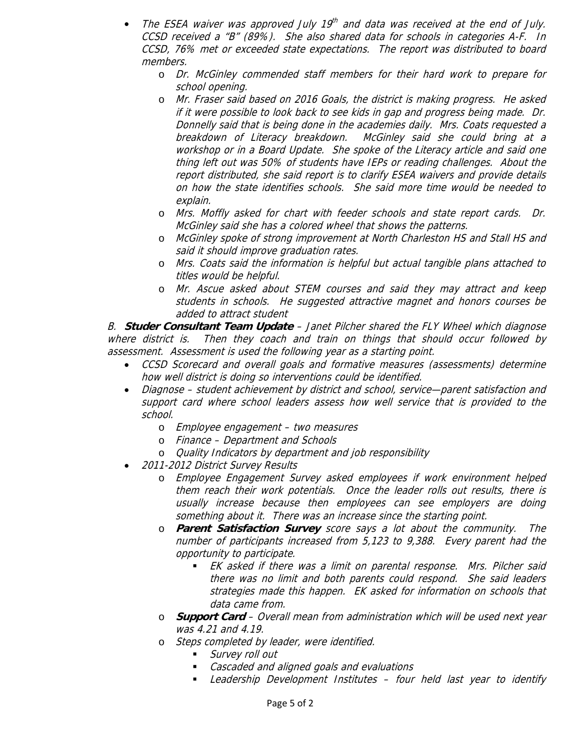- *The ESEA waiver was approved July 19th and data was received at the end of July. CCSD received a "B" (89%). She also shared data for schools in categories A-F. In CCSD, 76% met or exceeded state expectations. The report was distributed to board members.*
  - *Dr. McGinley commended staff members for their hard work to prepare for school opening.*
  - *Mr. Fraser said based on 2016 Goals, the district is making progress. He asked if it were possible to look back to see kids in gap and progress being made. Dr. Donnelly said that is being done in the academies daily. Mrs. Coats requested a breakdown of Literacy breakdown. McGinley said she could bring at a workshop or in a Board Update. She spoke of the Literacy article and said one thing left out was 50% of students have IEPs or reading challenges. About the report distributed, she said report is to clarify ESEA waivers and provide details on how the state identifies schools. She said more time would be needed to explain.*
  - *Mrs. Moffly asked for chart with feeder schools and state report cards. Dr. McGinley said she has a colored wheel that shows the patterns.*
  - *McGinley spoke of strong improvement at North Charleston HS and Stall HS and said it should improve graduation rates.*
  - *Mrs. Coats said the information is helpful but actual tangible plans attached to titles would be helpful.*
  - *Mr. Ascue asked about STEM courses and said they may attract and keep students in schools. He suggested attractive magnet and honors courses be added to attract student*

*B. **Studer Consultant Team Update** – Janet Pilcher shared the FLY Wheel which diagnose where district is. Then they coach and train on things that should occur followed by assessment. Assessment is used the following year as a starting point.*

- *CCSD Scorecard and overall goals and formative measures (assessments) determine how well district is doing so interventions could be identified.*
- *Diagnose – student achievement by district and school, service—parent satisfaction and support card where school leaders assess how well service that is provided to the school.*
  - *Employee engagement – two measures*
  - *Finance – Department and Schools*
  - *Quality Indicators by department and job responsibility*
- *2011-2012 District Survey Results*
  - *Employee Engagement Survey asked employees if work environment helped them reach their work potentials. Once the leader rolls out results, there is usually increase because then employees can see employers are doing something about it. There was an increase since the starting point.*
  - ***Parent Satisfaction Survey** score says a lot about the community. The number of participants increased from 5,123 to 9,388. Every parent had the opportunity to participate.*
    - *EK asked if there was a limit on parental response. Mrs. Pilcher said there was no limit and both parents could respond. She said leaders strategies made this happen. EK asked for information on schools that data came from.*
  - ***Support Card** – Overall mean from administration which will be used next year was 4.21 and 4.19.*
  - *Steps completed by leader, were identified.*
    - *Survey roll out*
    - *Cascaded and aligned goals and evaluations*
    - *Leadership Development Institutes – four held last year to identify*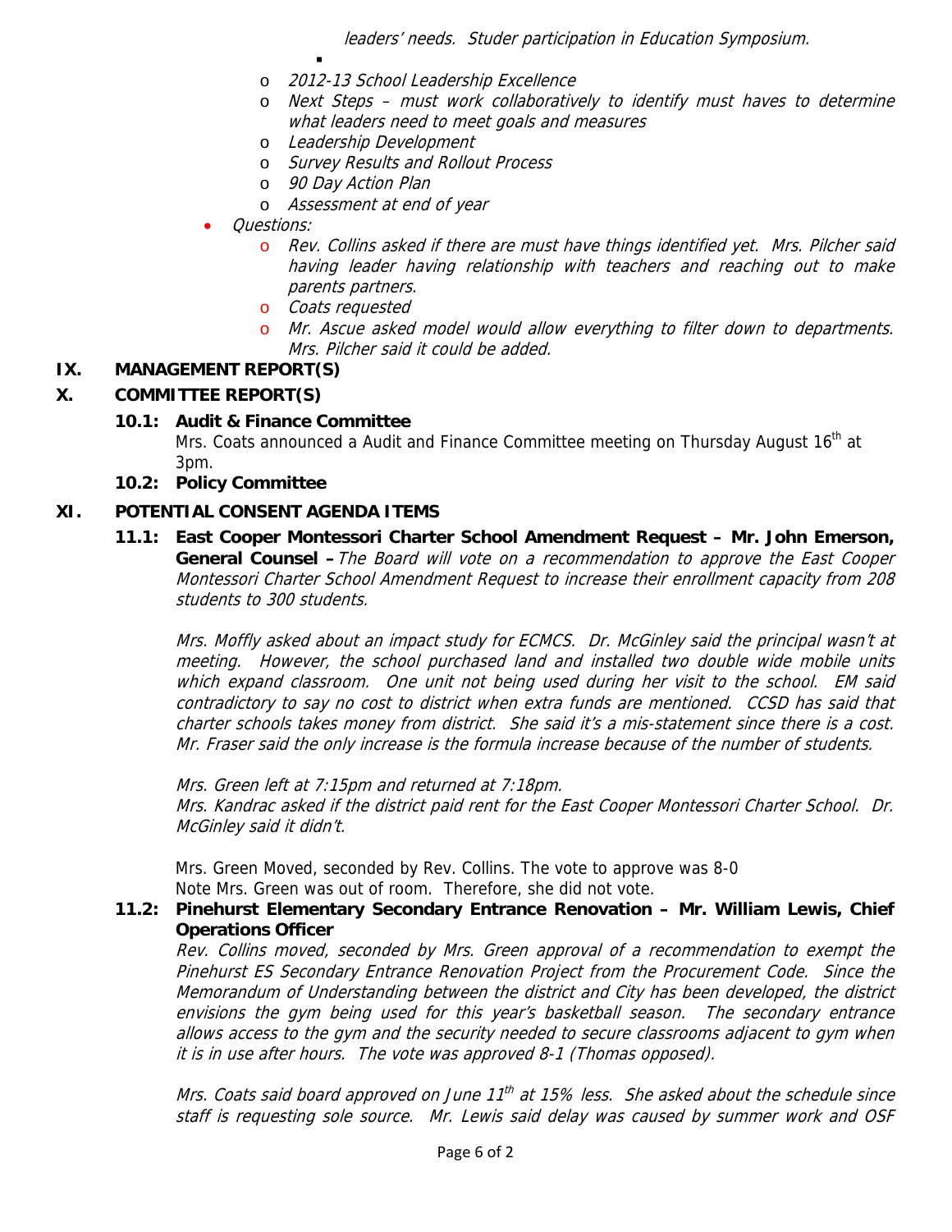*leaders' needs. Studer participation in Education Symposium.*

- *2012-13 School Leadership Excellence*
- *Next Steps – must work collaboratively to identify must haves to determine what leaders need to meet goals and measures*
- *Leadership Development*
- *Survey Results and Rollout Process*
- *90 Day Action Plan*
- *Assessment at end of year*

- *Questions:*
  - *Rev. Collins asked if there are must have things identified yet. Mrs. Pilcher said having leader having relationship with teachers and reaching out to make parents partners.*
  - *Coats requested*
  - *Mr. Ascue asked model would allow everything to filter down to departments. Mrs. Pilcher said it could be added.*

## IX. MANAGEMENT REPORT(S)

## X. COMMITTEE REPORT(S)

### 10.1: Audit & Finance Committee

Mrs. Coats announced a Audit and Finance Committee meeting on Thursday August 16th at 3pm.

### 10.2: Policy Committee

## XI. POTENTIAL CONSENT AGENDA ITEMS

### 11.1: East Cooper Montessori Charter School Amendment Request – Mr. John Emerson, General Counsel – *The Board will vote on a recommendation to approve the East Cooper Montessori Charter School Amendment Request to increase their enrollment capacity from 208 students to 300 students.*

*Mrs. Moffly asked about an impact study for ECMCS. Dr. McGinley said the principal wasn't at meeting. However, the school purchased land and installed two double wide mobile units which expand classroom. One unit not being used during her visit to the school. EM said contradictory to say no cost to district when extra funds are mentioned. CCSD has said that charter schools takes money from district. She said it's a mis-statement since there is a cost. Mr. Fraser said the only increase is the formula increase because of the number of students.*

*Mrs. Green left at 7:15pm and returned at 7:18pm.*
*Mrs. Kandrac asked if the district paid rent for the East Cooper Montessori Charter School. Dr. McGinley said it didn't.*

Mrs. Green Moved, seconded by Rev. Collins. The vote to approve was 8-0
Note Mrs. Green was out of room. Therefore, she did not vote.

### 11.2: Pinehurst Elementary Secondary Entrance Renovation – Mr. William Lewis, Chief Operations Officer

*Rev. Collins moved, seconded by Mrs. Green approval of a recommendation to exempt the Pinehurst ES Secondary Entrance Renovation Project from the Procurement Code. Since the Memorandum of Understanding between the district and City has been developed, the district envisions the gym being used for this year's basketball season. The secondary entrance allows access to the gym and the security needed to secure classrooms adjacent to gym when it is in use after hours. The vote was approved 8-1 (Thomas opposed).*

*Mrs. Coats said board approved on June 11th at 15% less. She asked about the schedule since staff is requesting sole source. Mr. Lewis said delay was caused by summer work and OSF*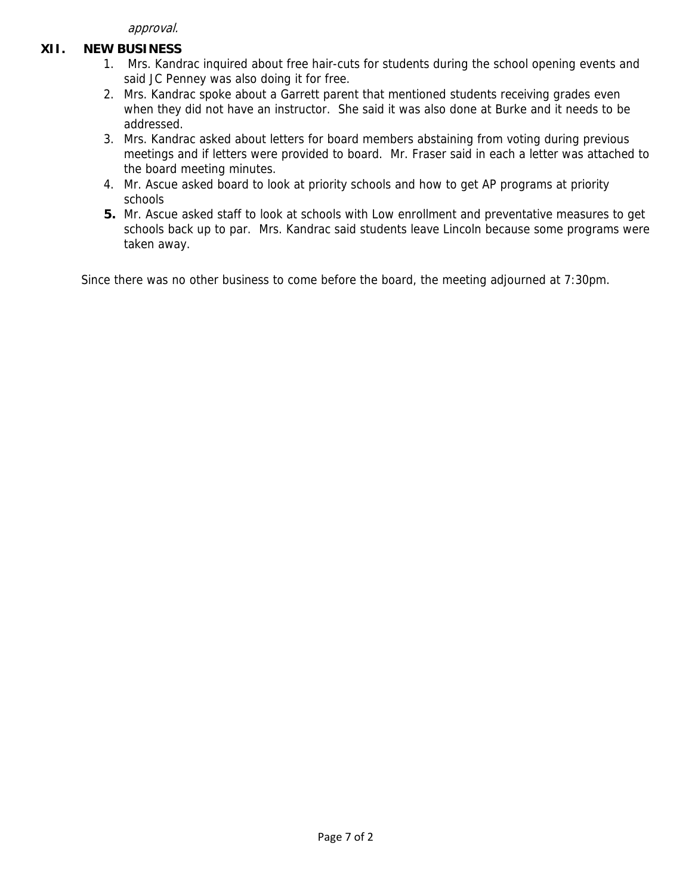*approval.*

## XII. NEW BUSINESS

1. Mrs. Kandrac inquired about free hair-cuts for students during the school opening events and said JC Penney was also doing it for free.
2. Mrs. Kandrac spoke about a Garrett parent that mentioned students receiving grades even when they did not have an instructor. She said it was also done at Burke and it needs to be addressed.
3. Mrs. Kandrac asked about letters for board members abstaining from voting during previous meetings and if letters were provided to board. Mr. Fraser said in each a letter was attached to the board meeting minutes.
4. Mr. Ascue asked board to look at priority schools and how to get AP programs at priority schools
5. Mr. Ascue asked staff to look at schools with Low enrollment and preventative measures to get schools back up to par. Mrs. Kandrac said students leave Lincoln because some programs were taken away.

Since there was no other business to come before the board, the meeting adjourned at 7:30pm.